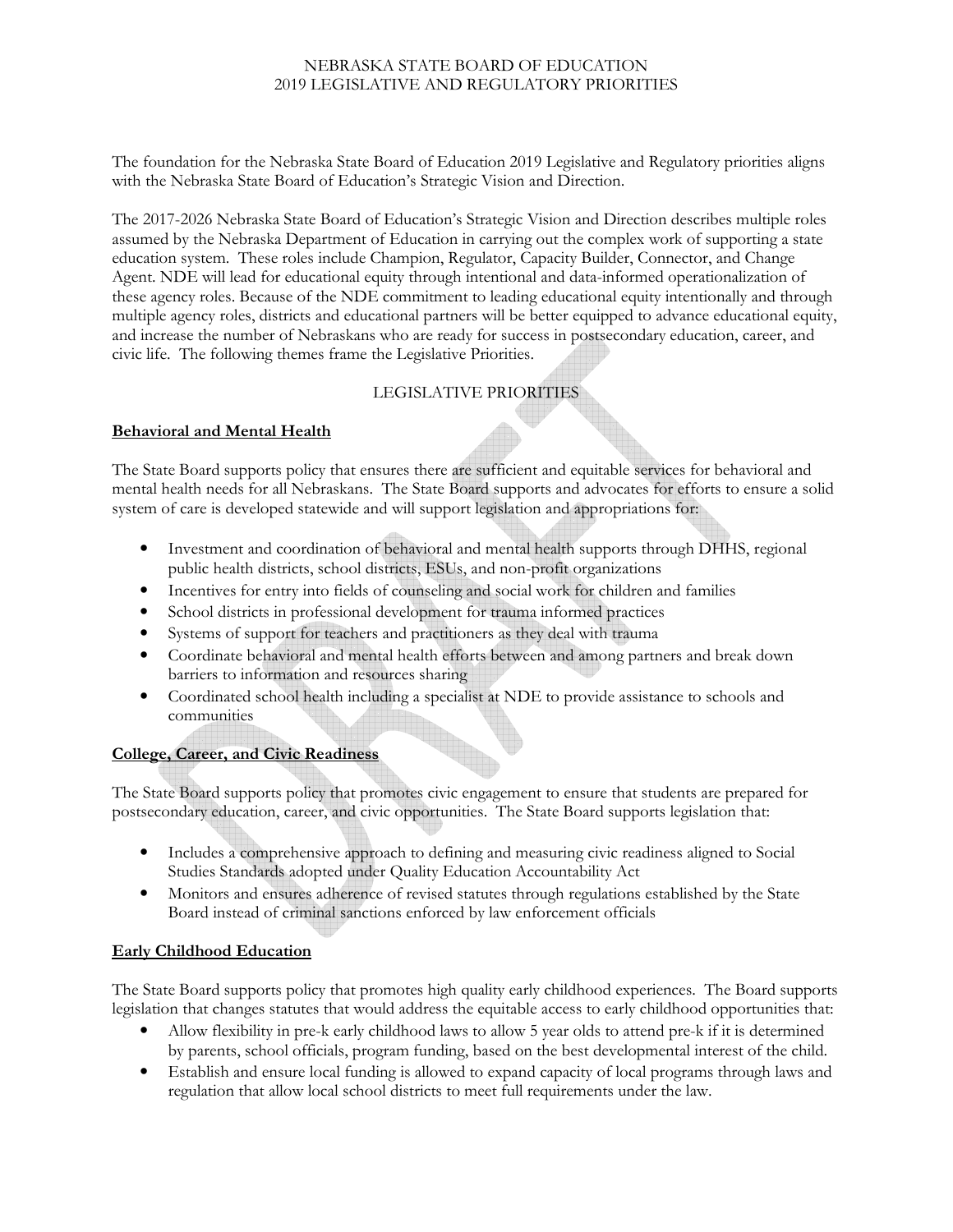# NEBRASKA STATE BOARD OF EDUCATION
## 2019 LEGISLATIVE AND REGULATORY PRIORITIES

The foundation for the Nebraska State Board of Education 2019 Legislative and Regulatory priorities aligns with the Nebraska State Board of Education's Strategic Vision and Direction.

The 2017-2026 Nebraska State Board of Education's Strategic Vision and Direction describes multiple roles assumed by the Nebraska Department of Education in carrying out the complex work of supporting a state education system. These roles include Champion, Regulator, Capacity Builder, Connector, and Change Agent. NDE will lead for educational equity through intentional and data-informed operationalization of these agency roles. Because of the NDE commitment to leading educational equity intentionally and through multiple agency roles, districts and educational partners will be better equipped to advance educational equity, and increase the number of Nebraskans who are ready for success in postsecondary education, career, and civic life. The following themes frame the Legislative Priorities.

## LEGISLATIVE PRIORITIES

### Behavioral and Mental Health

The State Board supports policy that ensures there are sufficient and equitable services for behavioral and mental health needs for all Nebraskans. The State Board supports and advocates for efforts to ensure a solid system of care is developed statewide and will support legislation and appropriations for:

- Investment and coordination of behavioral and mental health supports through DHHS, regional public health districts, school districts, ESUs, and non-profit organizations
- Incentives for entry into fields of counseling and social work for children and families
- School districts in professional development for trauma informed practices
- Systems of support for teachers and practitioners as they deal with trauma
- Coordinate behavioral and mental health efforts between and among partners and break down barriers to information and resources sharing
- Coordinated school health including a specialist at NDE to provide assistance to schools and communities

### College, Career, and Civic Readiness

The State Board supports policy that promotes civic engagement to ensure that students are prepared for postsecondary education, career, and civic opportunities. The State Board supports legislation that:

- Includes a comprehensive approach to defining and measuring civic readiness aligned to Social Studies Standards adopted under Quality Education Accountability Act
- Monitors and ensures adherence of revised statutes through regulations established by the State Board instead of criminal sanctions enforced by law enforcement officials

### Early Childhood Education

The State Board supports policy that promotes high quality early childhood experiences. The Board supports legislation that changes statutes that would address the equitable access to early childhood opportunities that:

- Allow flexibility in pre-k early childhood laws to allow 5 year olds to attend pre-k if it is determined by parents, school officials, program funding, based on the best developmental interest of the child.
- Establish and ensure local funding is allowed to expand capacity of local programs through laws and regulation that allow local school districts to meet full requirements under the law.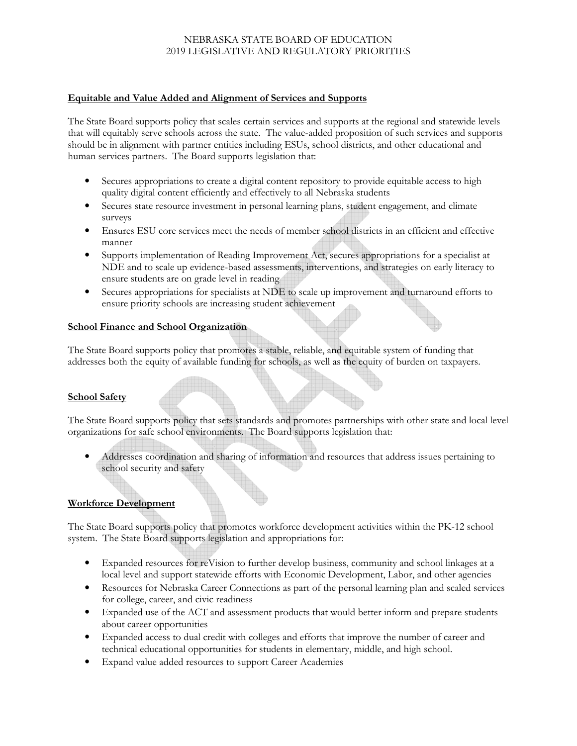NEBRASKA STATE BOARD OF EDUCATION
2019 LEGISLATIVE AND REGULATORY PRIORITIES

## Equitable and Value Added and Alignment of Services and Supports

The State Board supports policy that scales certain services and supports at the regional and statewide levels that will equitably serve schools across the state. The value-added proposition of such services and supports should be in alignment with partner entities including ESUs, school districts, and other educational and human services partners. The Board supports legislation that:

- Secures appropriations to create a digital content repository to provide equitable access to high quality digital content efficiently and effectively to all Nebraska students
- Secures state resource investment in personal learning plans, student engagement, and climate surveys
- Ensures ESU core services meet the needs of member school districts in an efficient and effective manner
- Supports implementation of Reading Improvement Act, secures appropriations for a specialist at NDE and to scale up evidence-based assessments, interventions, and strategies on early literacy to ensure students are on grade level in reading
- Secures appropriations for specialists at NDE to scale up improvement and turnaround efforts to ensure priority schools are increasing student achievement

## School Finance and School Organization

The State Board supports policy that promotes a stable, reliable, and equitable system of funding that addresses both the equity of available funding for schools, as well as the equity of burden on taxpayers.

## School Safety

The State Board supports policy that sets standards and promotes partnerships with other state and local level organizations for safe school environments. The Board supports legislation that:

- Addresses coordination and sharing of information and resources that address issues pertaining to school security and safety

## Workforce Development

The State Board supports policy that promotes workforce development activities within the PK-12 school system. The State Board supports legislation and appropriations for:

- Expanded resources for reVision to further develop business, community and school linkages at a local level and support statewide efforts with Economic Development, Labor, and other agencies
- Resources for Nebraska Career Connections as part of the personal learning plan and scaled services for college, career, and civic readiness
- Expanded use of the ACT and assessment products that would better inform and prepare students about career opportunities
- Expanded access to dual credit with colleges and efforts that improve the number of career and technical educational opportunities for students in elementary, middle, and high school.
- Expand value added resources to support Career Academies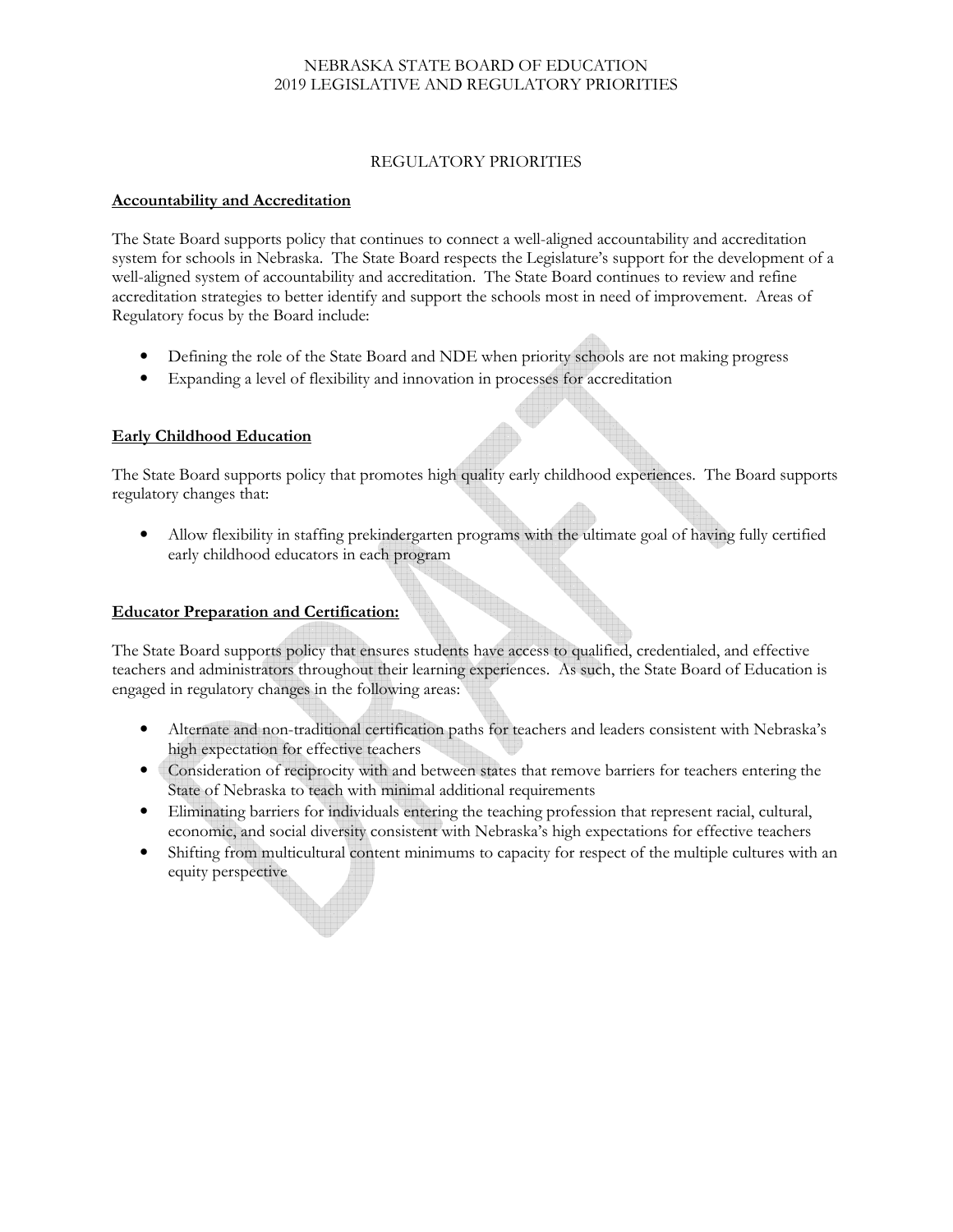NEBRASKA STATE BOARD OF EDUCATION
2019 LEGISLATIVE AND REGULATORY PRIORITIES

## REGULATORY PRIORITIES

### Accountability and Accreditation

The State Board supports policy that continues to connect a well-aligned accountability and accreditation system for schools in Nebraska. The State Board respects the Legislature's support for the development of a well-aligned system of accountability and accreditation. The State Board continues to review and refine accreditation strategies to better identify and support the schools most in need of improvement. Areas of Regulatory focus by the Board include:

- Defining the role of the State Board and NDE when priority schools are not making progress
- Expanding a level of flexibility and innovation in processes for accreditation

### Early Childhood Education

The State Board supports policy that promotes high quality early childhood experiences. The Board supports regulatory changes that:

- Allow flexibility in staffing prekindergarten programs with the ultimate goal of having fully certified early childhood educators in each program

### Educator Preparation and Certification:

The State Board supports policy that ensures students have access to qualified, credentialed, and effective teachers and administrators throughout their learning experiences. As such, the State Board of Education is engaged in regulatory changes in the following areas:

- Alternate and non-traditional certification paths for teachers and leaders consistent with Nebraska's high expectation for effective teachers
- Consideration of reciprocity with and between states that remove barriers for teachers entering the State of Nebraska to teach with minimal additional requirements
- Eliminating barriers for individuals entering the teaching profession that represent racial, cultural, economic, and social diversity consistent with Nebraska's high expectations for effective teachers
- Shifting from multicultural content minimums to capacity for respect of the multiple cultures with an equity perspective